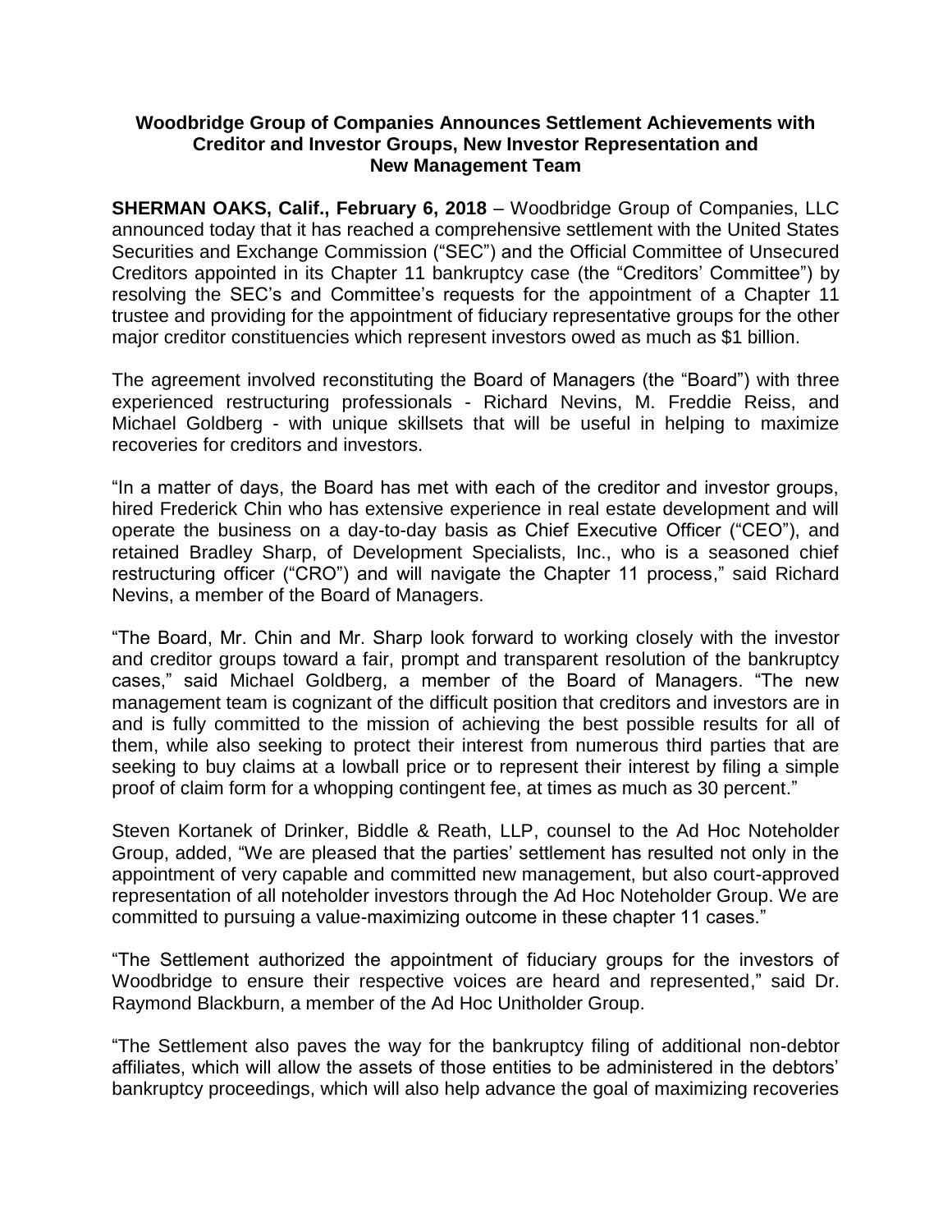# Woodbridge Group of Companies Announces Settlement Achievements with Creditor and Investor Groups, New Investor Representation and New Management Team

**SHERMAN OAKS, Calif., February 6, 2018** – Woodbridge Group of Companies, LLC announced today that it has reached a comprehensive settlement with the United States Securities and Exchange Commission ("SEC") and the Official Committee of Unsecured Creditors appointed in its Chapter 11 bankruptcy case (the "Creditors' Committee") by resolving the SEC's and Committee's requests for the appointment of a Chapter 11 trustee and providing for the appointment of fiduciary representative groups for the other major creditor constituencies which represent investors owed as much as $1 billion.

The agreement involved reconstituting the Board of Managers (the "Board") with three experienced restructuring professionals - Richard Nevins, M. Freddie Reiss, and Michael Goldberg - with unique skillsets that will be useful in helping to maximize recoveries for creditors and investors.

"In a matter of days, the Board has met with each of the creditor and investor groups, hired Frederick Chin who has extensive experience in real estate development and will operate the business on a day-to-day basis as Chief Executive Officer ("CEO"), and retained Bradley Sharp, of Development Specialists, Inc., who is a seasoned chief restructuring officer ("CRO") and will navigate the Chapter 11 process," said Richard Nevins, a member of the Board of Managers.

"The Board, Mr. Chin and Mr. Sharp look forward to working closely with the investor and creditor groups toward a fair, prompt and transparent resolution of the bankruptcy cases," said Michael Goldberg, a member of the Board of Managers. "The new management team is cognizant of the difficult position that creditors and investors are in and is fully committed to the mission of achieving the best possible results for all of them, while also seeking to protect their interest from numerous third parties that are seeking to buy claims at a lowball price or to represent their interest by filing a simple proof of claim form for a whopping contingent fee, at times as much as 30 percent."

Steven Kortanek of Drinker, Biddle & Reath, LLP, counsel to the Ad Hoc Noteholder Group, added, "We are pleased that the parties' settlement has resulted not only in the appointment of very capable and committed new management, but also court-approved representation of all noteholder investors through the Ad Hoc Noteholder Group. We are committed to pursuing a value-maximizing outcome in these chapter 11 cases."

"The Settlement authorized the appointment of fiduciary groups for the investors of Woodbridge to ensure their respective voices are heard and represented," said Dr. Raymond Blackburn, a member of the Ad Hoc Unitholder Group.

"The Settlement also paves the way for the bankruptcy filing of additional non-debtor affiliates, which will allow the assets of those entities to be administered in the debtors' bankruptcy proceedings, which will also help advance the goal of maximizing recoveries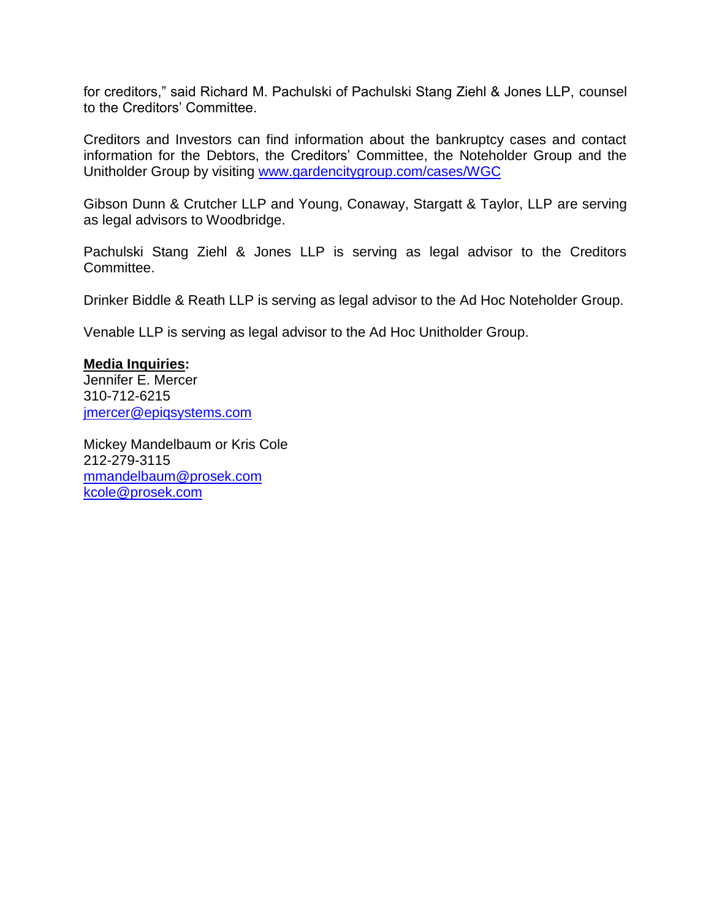for creditors," said Richard M. Pachulski of Pachulski Stang Ziehl & Jones LLP, counsel to the Creditors' Committee.

Creditors and Investors can find information about the bankruptcy cases and contact information for the Debtors, the Creditors' Committee, the Noteholder Group and the Unitholder Group by visiting [www.gardencitygroup.com/cases/WGC](http://www.gardencitygroup.com/cases/WGC)

Gibson Dunn & Crutcher LLP and Young, Conaway, Stargatt & Taylor, LLP are serving as legal advisors to Woodbridge.

Pachulski Stang Ziehl & Jones LLP is serving as legal advisor to the Creditors Committee.

Drinker Biddle & Reath LLP is serving as legal advisor to the Ad Hoc Noteholder Group.

Venable LLP is serving as legal advisor to the Ad Hoc Unitholder Group.

**Media Inquiries:**
Jennifer E. Mercer
310-712-6215
[jmercer@epiqsystems.com](mailto:jmercer@epiqsystems.com)

Mickey Mandelbaum or Kris Cole
212-279-3115
[mmandelbaum@prosek.com](mailto:mmandelbaum@prosek.com)
[kcole@prosek.com](mailto:kcole@prosek.com)